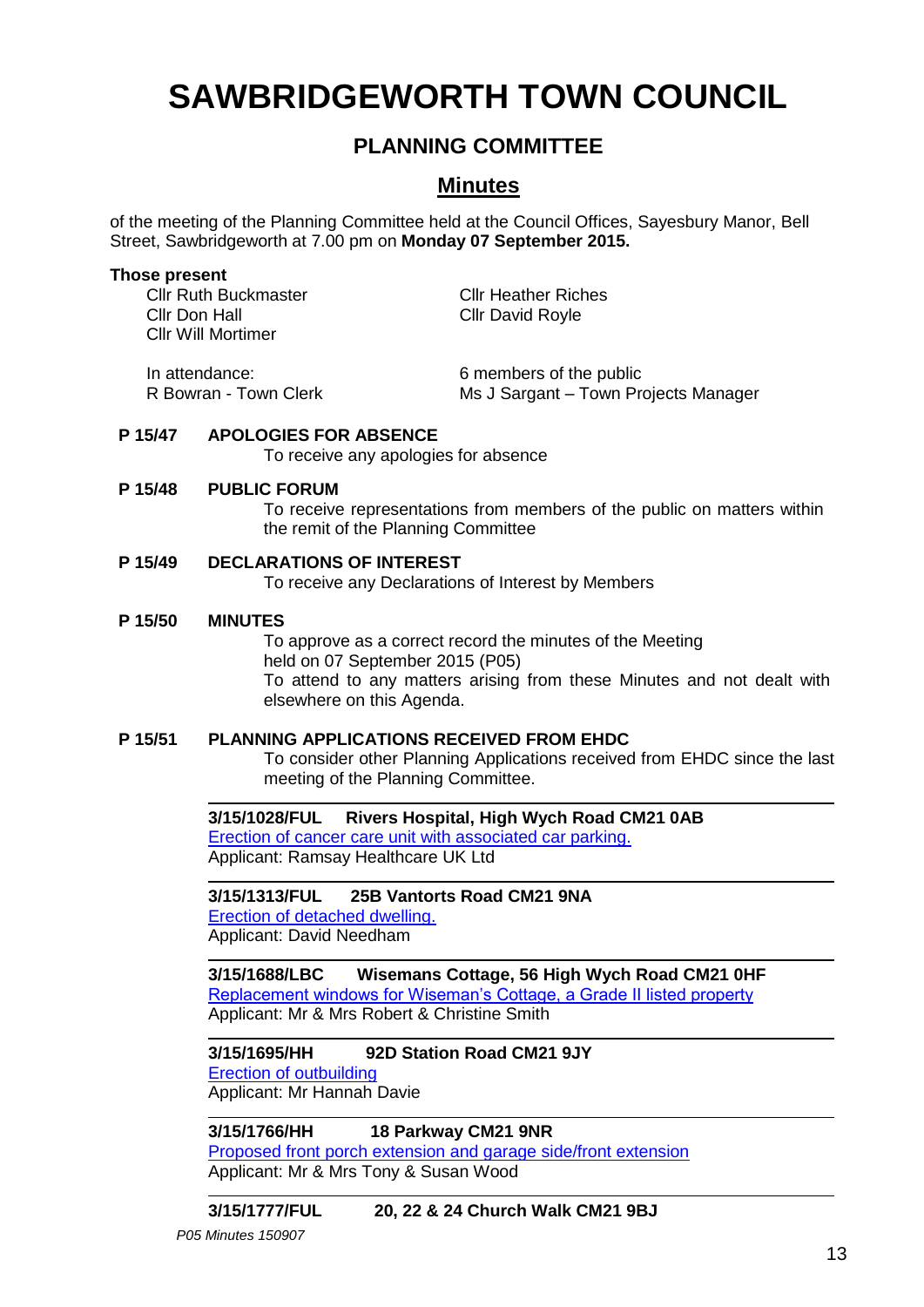# SAWBRIDGEWORTH TOWN COUNCIL

## PLANNING COMMITTEE

## Minutes

of the meeting of the Planning Committee held at the Council Offices, Sayesbury Manor, Bell Street, Sawbridgeworth at 7.00 pm on **Monday 07 September 2015.**

**Those present**

Cllr Ruth Buckmaster
Cllr Don Hall
Cllr Will Mortimer
Cllr Heather Riches
Cllr David Royle

In attendance:
R Bowran - Town Clerk
6 members of the public
Ms J Sargant – Town Projects Manager

**P 15/47 APOLOGIES FOR ABSENCE**

To receive any apologies for absence

**P 15/48 PUBLIC FORUM**

To receive representations from members of the public on matters within the remit of the Planning Committee

**P 15/49 DECLARATIONS OF INTEREST**

To receive any Declarations of Interest by Members

**P 15/50 MINUTES**

To approve as a correct record the minutes of the Meeting held on 07 September 2015 (P05)
To attend to any matters arising from these Minutes and not dealt with elsewhere on this Agenda.

**P 15/51 PLANNING APPLICATIONS RECEIVED FROM EHDC**

To consider other Planning Applications received from EHDC since the last meeting of the Planning Committee.

---

**3/15/1028/FUL Rivers Hospital, High Wych Road CM21 0AB**
Erection of cancer care unit with associated car parking.
Applicant: Ramsay Healthcare UK Ltd

---

**3/15/1313/FUL 25B Vantorts Road CM21 9NA**
Erection of detached dwelling.
Applicant: David Needham

---

**3/15/1688/LBC Wisemans Cottage, 56 High Wych Road CM21 0HF**
Replacement windows for Wiseman's Cottage, a Grade II listed property
Applicant: Mr & Mrs Robert & Christine Smith

---

**3/15/1695/HH 92D Station Road CM21 9JY**
Erection of outbuilding
Applicant: Mr Hannah Davie

---

**3/15/1766/HH 18 Parkway CM21 9NR**
Proposed front porch extension and garage side/front extension
Applicant: Mr & Mrs Tony & Susan Wood

---

**3/15/1777/FUL 20, 22 & 24 Church Walk CM21 9BJ**

*P05 Minutes 150907*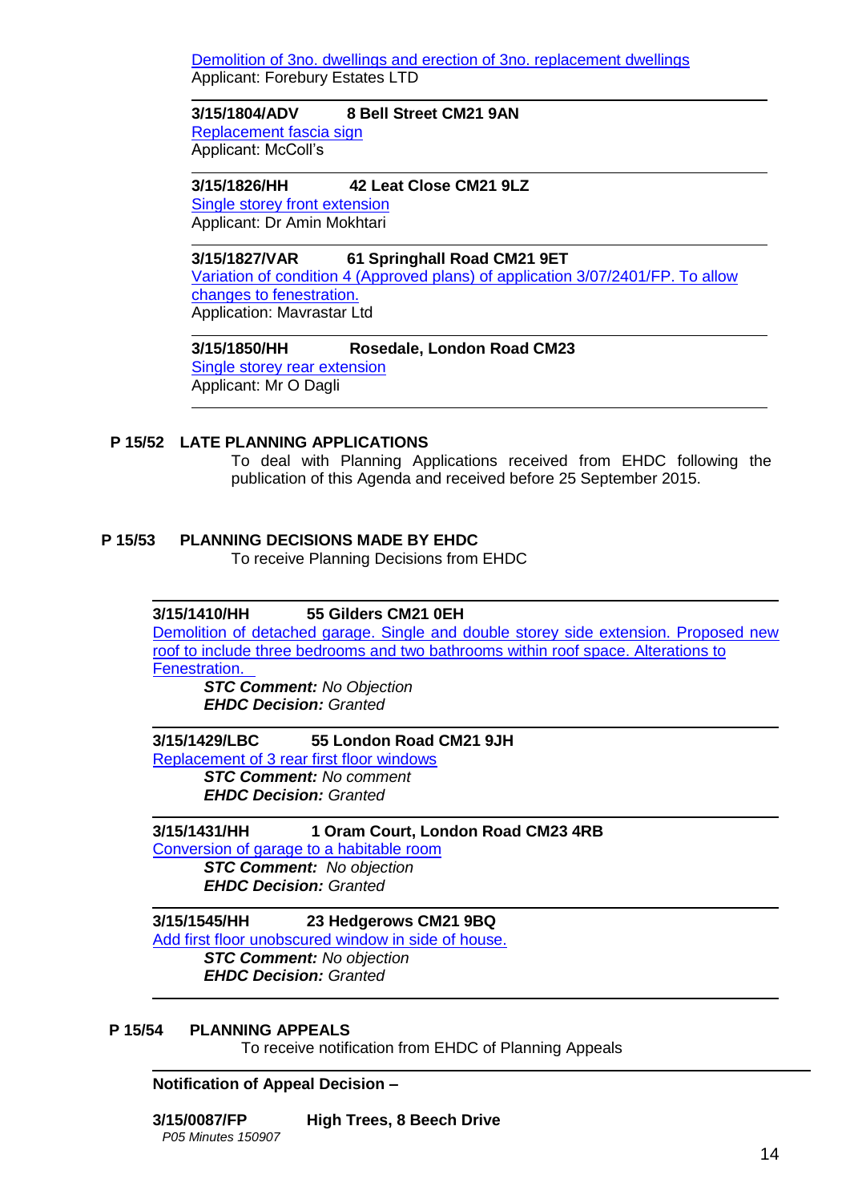Demolition of 3no. dwellings and erection of 3no. replacement dwellings
Applicant: Forebury Estates LTD

---

**3/15/1804/ADV 8 Bell Street CM21 9AN**
Replacement fascia sign
Applicant: McColl's

---

**3/15/1826/HH 42 Leat Close CM21 9LZ**
Single storey front extension
Applicant: Dr Amin Mokhtari

---

**3/15/1827/VAR 61 Springhall Road CM21 9ET**
Variation of condition 4 (Approved plans) of application 3/07/2401/FP. To allow changes to fenestration.
Application: Mavrastar Ltd

---

**3/15/1850/HH Rosedale, London Road CM23**
Single storey rear extension
Applicant: Mr O Dagli

---

## P 15/52 LATE PLANNING APPLICATIONS

To deal with Planning Applications received from EHDC following the publication of this Agenda and received before 25 September 2015.

## P 15/53 PLANNING DECISIONS MADE BY EHDC

To receive Planning Decisions from EHDC

---

**3/15/1410/HH 55 Gilders CM21 0EH**
Demolition of detached garage. Single and double storey side extension. Proposed new roof to include three bedrooms and two bathrooms within roof space. Alterations to Fenestration.
***STC Comment:*** *No Objection*
***EHDC Decision:*** *Granted*

---

**3/15/1429/LBC 55 London Road CM21 9JH**
Replacement of 3 rear first floor windows
***STC Comment:*** *No comment*
***EHDC Decision:*** *Granted*

---

**3/15/1431/HH 1 Oram Court, London Road CM23 4RB**
Conversion of garage to a habitable room
***STC Comment:*** *No objection*
***EHDC Decision:*** *Granted*

---

**3/15/1545/HH 23 Hedgerows CM21 9BQ**
Add first floor unobscured window in side of house.
***STC Comment:*** *No objection*
***EHDC Decision:*** *Granted*

---

## P 15/54 PLANNING APPEALS

To receive notification from EHDC of Planning Appeals

---

**Notification of Appeal Decision –**

**3/15/0087/FP High Trees, 8 Beech Drive**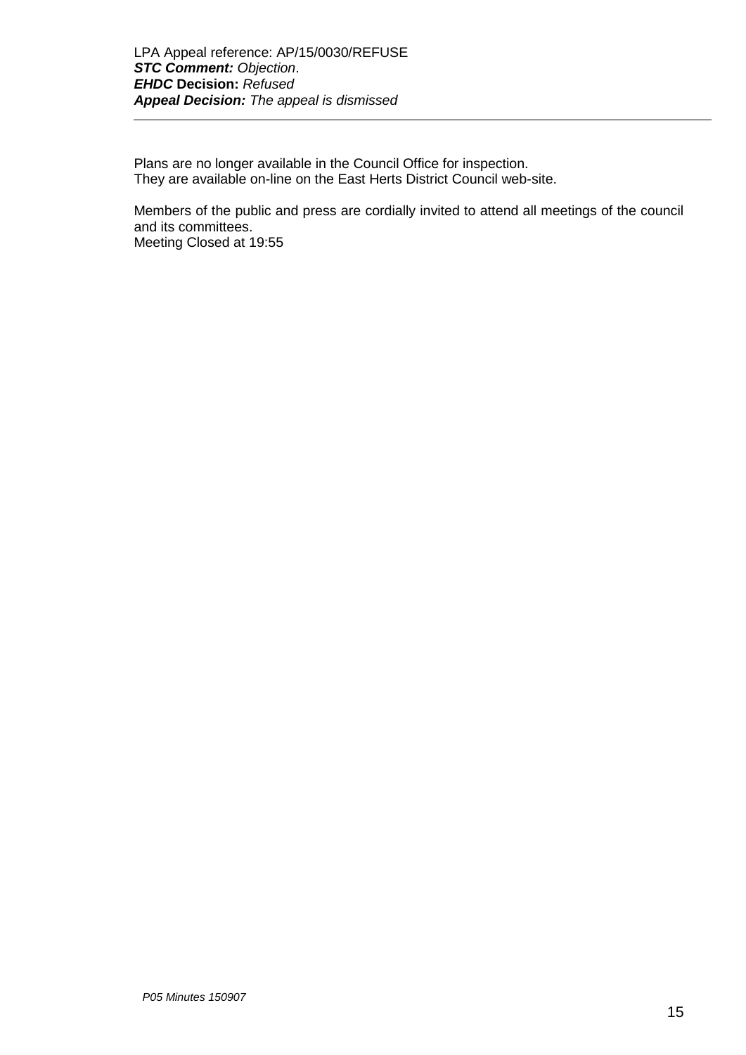LPA Appeal reference: AP/15/0030/REFUSE
***STC Comment:*** *Objection*.
***EHDC* Decision:** *Refused*
***Appeal Decision:*** *The appeal is dismissed*

---

Plans are no longer available in the Council Office for inspection.
They are available on-line on the East Herts District Council web-site.

Members of the public and press are cordially invited to attend all meetings of the council and its committees.
Meeting Closed at 19:55